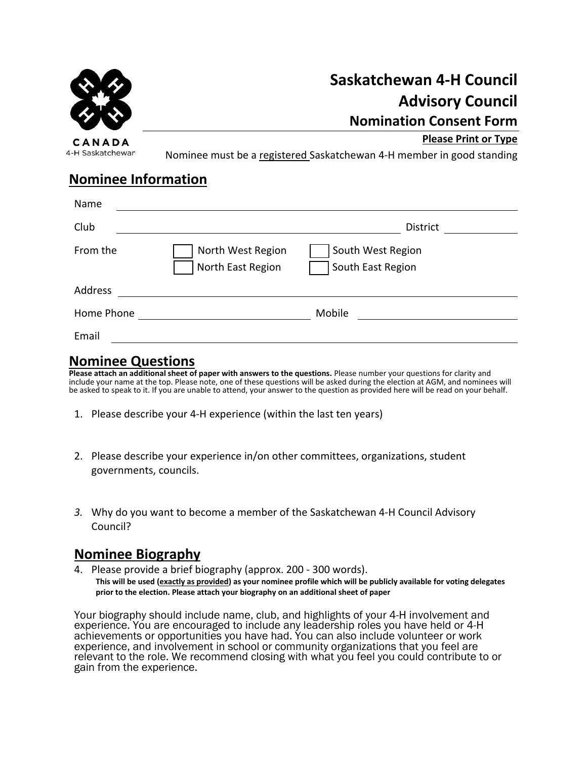CANADA
4-H Saskatchewan

# Saskatchewan 4-H Council
# Advisory Council
## Nomination Consent Form

**Please Print or Type**

Nominee must be a registered Saskatchewan 4-H member in good standing

## Nominee Information

Name \_\_\_\_\_\_\_\_\_\_\_\_\_\_\_\_\_\_\_\_\_\_\_\_\_\_\_\_\_\_\_\_\_\_\_\_\_\_\_\_

Club \_\_\_\_\_\_\_\_\_\_\_\_\_\_\_\_\_\_\_\_\_\_\_\_\_\_\_\_ District \_\_\_\_\_\_\_\_\_\_

From the

- ☐ North West Region
- ☐ North East Region
- ☐ South West Region
- ☐ South East Region

Address \_\_\_\_\_\_\_\_\_\_\_\_\_\_\_\_\_\_\_\_\_\_\_\_\_\_\_\_\_\_\_\_\_\_\_\_\_\_\_\_

Home Phone \_\_\_\_\_\_\_\_\_\_\_\_\_\_\_\_\_\_ Mobile \_\_\_\_\_\_\_\_\_\_\_\_\_\_\_\_\_\_

Email \_\_\_\_\_\_\_\_\_\_\_\_\_\_\_\_\_\_\_\_\_\_\_\_\_\_\_\_\_\_\_\_\_\_\_\_\_\_\_\_

## Nominee Questions

**Please attach an additional sheet of paper with answers to the questions.** Please number your questions for clarity and include your name at the top. Please note, one of these questions will be asked during the election at AGM, and nominees will be asked to speak to it. If you are unable to attend, your answer to the question as provided here will be read on your behalf.

1. Please describe your 4-H experience (within the last ten years)

2. Please describe your experience in/on other committees, organizations, student governments, councils.

3. Why do you want to become a member of the Saskatchewan 4-H Council Advisory Council?

## Nominee Biography

4. Please provide a brief biography (approx. 200 - 300 words).
   **This will be used (exactly as provided) as your nominee profile which will be publicly available for voting delegates prior to the election. Please attach your biography on an additional sheet of paper**

Your biography should include name, club, and highlights of your 4-H involvement and experience. You are encouraged to include any leadership roles you have held or 4-H achievements or opportunities you have had. You can also include volunteer or work experience, and involvement in school or community organizations that you feel are relevant to the role. We recommend closing with what you feel you could contribute to or gain from the experience.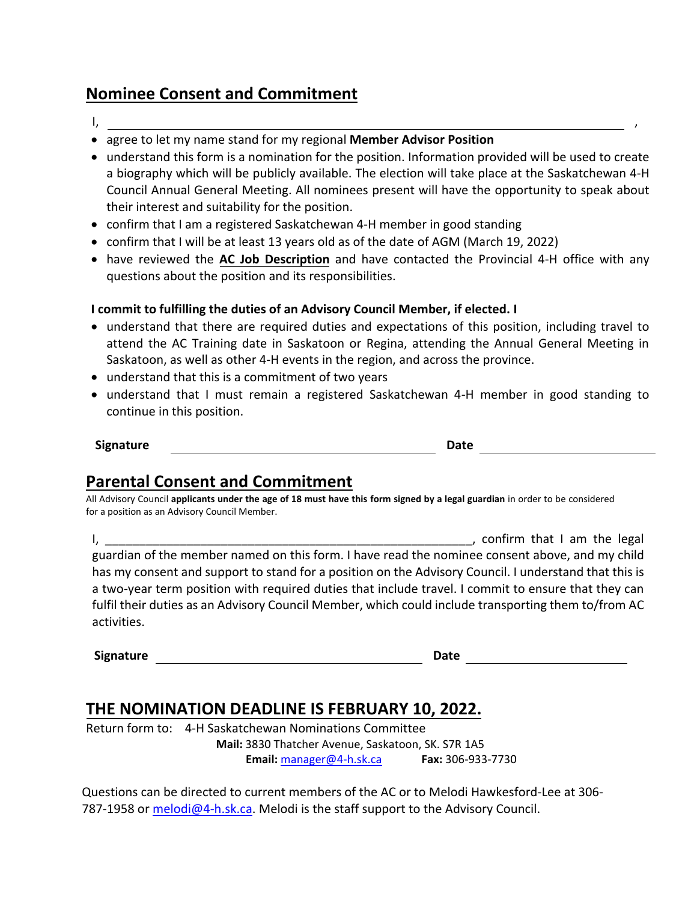## Nominee Consent and Commitment

I, ______________________________________________________________________________ ,

- agree to let my name stand for my regional **Member Advisor Position**
- understand this form is a nomination for the position. Information provided will be used to create a biography which will be publicly available. The election will take place at the Saskatchewan 4-H Council Annual General Meeting. All nominees present will have the opportunity to speak about their interest and suitability for the position.
- confirm that I am a registered Saskatchewan 4-H member in good standing
- confirm that I will be at least 13 years old as of the date of AGM (March 19, 2022)
- have reviewed the **AC Job Description** and have contacted the Provincial 4-H office with any questions about the position and its responsibilities.

**I commit to fulfilling the duties of an Advisory Council Member, if elected. I**

- understand that there are required duties and expectations of this position, including travel to attend the AC Training date in Saskatoon or Regina, attending the Annual General Meeting in Saskatoon, as well as other 4-H events in the region, and across the province.
- understand that this is a commitment of two years
- understand that I must remain a registered Saskatchewan 4-H member in good standing to continue in this position.

**Signature** ________________________________ **Date** ______________________

## Parental Consent and Commitment

All Advisory Council **applicants under the age of 18 must have this form signed by a legal guardian** in order to be considered for a position as an Advisory Council Member.

I, ________________________________________________________, confirm that I am the legal guardian of the member named on this form. I have read the nominee consent above, and my child has my consent and support to stand for a position on the Advisory Council. I understand that this is a two-year term position with required duties that include travel. I commit to ensure that they can fulfil their duties as an Advisory Council Member, which could include transporting them to/from AC activities.

**Signature** ________________________________ **Date** ______________________

## THE NOMINATION DEADLINE IS FEBRUARY 10, 2022.

Return form to: 4-H Saskatchewan Nominations Committee

**Mail:** 3830 Thatcher Avenue, Saskatoon, SK. S7R 1A5

**Email:** manager@4-h.sk.ca **Fax:** 306-933-7730

Questions can be directed to current members of the AC or to Melodi Hawkesford-Lee at 306-787-1958 or melodi@4-h.sk.ca. Melodi is the staff support to the Advisory Council.